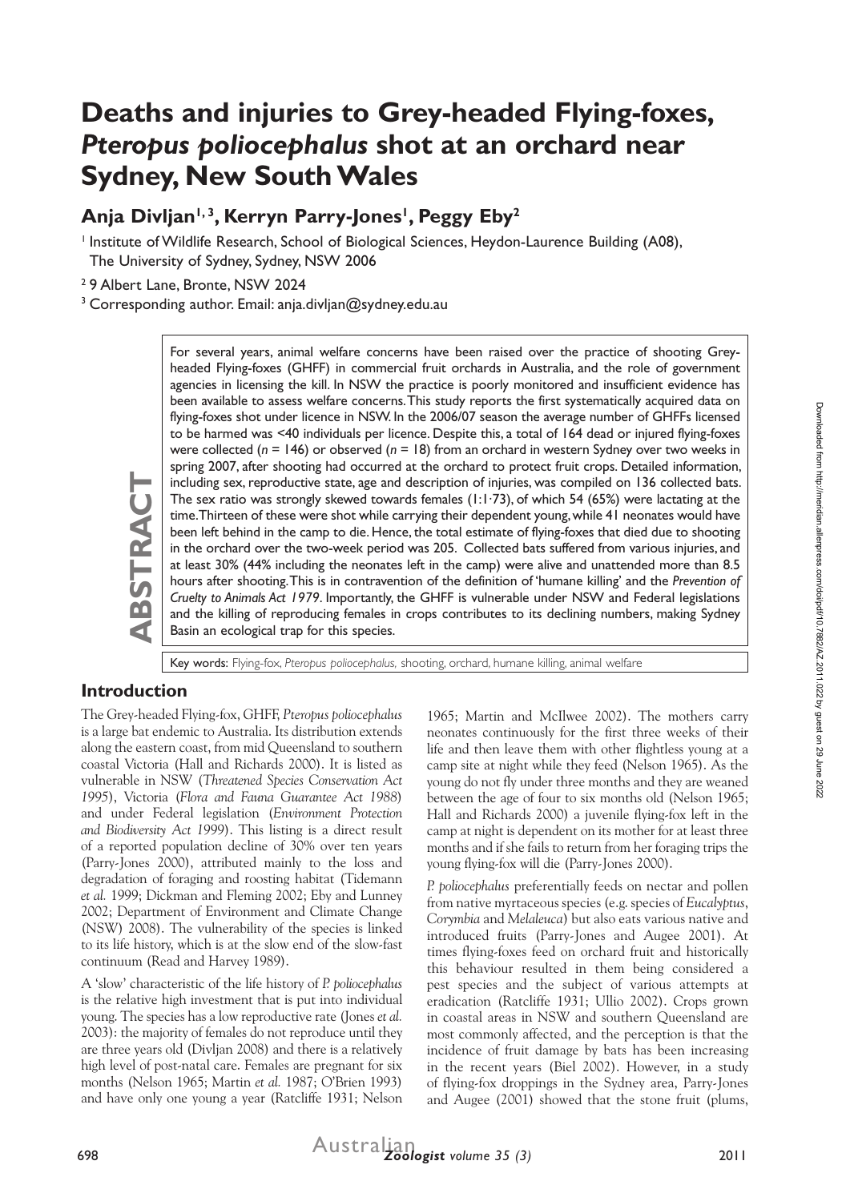# Deaths and injuries to Grey-headed Flying-foxes, *Pteropus poliocephalus* shot at an orchard near Sydney, New South Wales

## Anja Divljan[1,3], Kerryn Parry-Jones[1], Peggy Eby[2]

[1] Institute of Wildlife Research, School of Biological Sciences, Heydon-Laurence Building (A08), The University of Sydney, Sydney, NSW 2006

[2] 9 Albert Lane, Bronte, NSW 2024

[3] Corresponding author. Email: anja.divljan@sydney.edu.au

**ABSTRACT**

For several years, animal welfare concerns have been raised over the practice of shooting Grey-headed Flying-foxes (GHFF) in commercial fruit orchards in Australia, and the role of government agencies in licensing the kill. In NSW the practice is poorly monitored and insufficient evidence has been available to assess welfare concerns. This study reports the first systematically acquired data on flying-foxes shot under licence in NSW. In the 2006/07 season the average number of GHFFs licensed to be harmed was <40 individuals per licence. Despite this, a total of 164 dead or injured flying-foxes were collected (*n* = 146) or observed (*n* = 18) from an orchard in western Sydney over two weeks in spring 2007, after shooting had occurred at the orchard to protect fruit crops. Detailed information, including sex, reproductive state, age and description of injuries, was compiled on 136 collected bats. The sex ratio was strongly skewed towards females (1:1·73), of which 54 (65%) were lactating at the time. Thirteen of these were shot while carrying their dependent young, while 41 neonates would have been left behind in the camp to die. Hence, the total estimate of flying-foxes that died due to shooting in the orchard over the two-week period was 205. Collected bats suffered from various injuries, and at least 30% (44% including the neonates left in the camp) were alive and unattended more than 8.5 hours after shooting. This is in contravention of the definition of 'humane killing' and the *Prevention of Cruelty to Animals Act 1979*. Importantly, the GHFF is vulnerable under NSW and Federal legislations and the killing of reproducing females in crops contributes to its declining numbers, making Sydney Basin an ecological trap for this species.

Key words: Flying-fox, *Pteropus poliocephalus,* shooting, orchard, humane killing, animal welfare

## Introduction

The Grey-headed Flying-fox, GHFF, *Pteropus poliocephalus* is a large bat endemic to Australia. Its distribution extends along the eastern coast, from mid Queensland to southern coastal Victoria (Hall and Richards 2000). It is listed as vulnerable in NSW (*Threatened Species Conservation Act 1995*), Victoria (*Flora and Fauna Guarantee Act 1988*) and under Federal legislation (*Environment Protection and Biodiversity Act 1999*). This listing is a direct result of a reported population decline of 30% over ten years (Parry-Jones 2000), attributed mainly to the loss and degradation of foraging and roosting habitat (Tidemann *et al.* 1999; Dickman and Fleming 2002; Eby and Lunney 2002; Department of Environment and Climate Change (NSW) 2008). The vulnerability of the species is linked to its life history, which is at the slow end of the slow-fast continuum (Read and Harvey 1989).

A 'slow' characteristic of the life history of *P. poliocephalus* is the relative high investment that is put into individual young. The species has a low reproductive rate (Jones *et al.* 2003): the majority of females do not reproduce until they are three years old (Divljan 2008) and there is a relatively high level of post-natal care. Females are pregnant for six months (Nelson 1965; Martin *et al.* 1987; O'Brien 1993) and have only one young a year (Ratcliffe 1931; Nelson 1965; Martin and McIlwee 2002). The mothers carry neonates continuously for the first three weeks of their life and then leave them with other flightless young at a camp site at night while they feed (Nelson 1965). As the young do not fly under three months and they are weaned between the age of four to six months old (Nelson 1965; Hall and Richards 2000) a juvenile flying-fox left in the camp at night is dependent on its mother for at least three months and if she fails to return from her foraging trips the young flying-fox will die (Parry-Jones 2000).

*P. poliocephalus* preferentially feeds on nectar and pollen from native myrtaceous species (e.g. species of *Eucalyptus*, *Corymbia* and *Melaleuca*) but also eats various native and introduced fruits (Parry-Jones and Augee 2001). At times flying-foxes feed on orchard fruit and historically this behaviour resulted in them being considered a pest species and the subject of various attempts at eradication (Ratcliffe 1931; Ullio 2002). Crops grown in coastal areas in NSW and southern Queensland are most commonly affected, and the perception is that the incidence of fruit damage by bats has been increasing in the recent years (Biel 2002). However, in a study of flying-fox droppings in the Sydney area, Parry-Jones and Augee (2001) showed that the stone fruit (plums,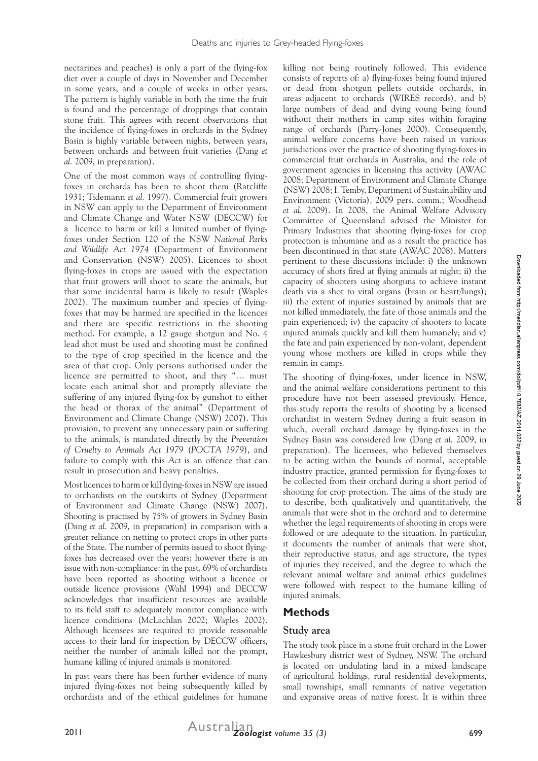nectarines and peaches) is only a part of the flying-fox diet over a couple of days in November and December in some years, and a couple of weeks in other years. The pattern is highly variable in both the time the fruit is found and the percentage of droppings that contain stone fruit. This agrees with recent observations that the incidence of flying-foxes in orchards in the Sydney Basin is highly variable between nights, between years, between orchards and between fruit varieties (Dang *et al.* 2009, in preparation).

One of the most common ways of controlling flying-foxes in orchards has been to shoot them (Ratcliffe 1931; Tidemann *et al.* 1997). Commercial fruit growers in NSW can apply to the Department of Environment and Climate Change and Water NSW (DECCW) for a licence to harm or kill a limited number of flying-foxes under Section 120 of the NSW *National Parks and Wildlife Act 1974* (Department of Environment and Conservation (NSW) 2005). Licences to shoot flying-foxes in crops are issued with the expectation that fruit growers will shoot to scare the animals, but that some incidental harm is likely to result (Waples 2002). The maximum number and species of flying-foxes that may be harmed are specified in the licences and there are specific restrictions in the shooting method. For example, a 12 gauge shotgun and No. 4 lead shot must be used and shooting must be confined to the type of crop specified in the licence and the area of that crop. Only persons authorised under the licence are permitted to shoot, and they "… must locate each animal shot and promptly alleviate the suffering of any injured flying-fox by gunshot to either the head or thorax of the animal" (Department of Environment and Climate Change (NSW) 2007). This provision, to prevent any unnecessary pain or suffering to the animals, is mandated directly by the *Prevention of Cruelty to Animals Act 1979* (*POCTA 1979*), and failure to comply with this *Act* is an offence that can result in prosecution and heavy penalties.

Most licences to harm or kill flying-foxes in NSW are issued to orchardists on the outskirts of Sydney (Department of Environment and Climate Change (NSW) 2007). Shooting is practised by 75% of growers in Sydney Basin (Dang *et al.* 2009, in preparation) in comparison with a greater reliance on netting to protect crops in other parts of the State. The number of permits issued to shoot flying-foxes has decreased over the years; however there is an issue with non-compliance: in the past, 69% of orchardists have been reported as shooting without a licence or outside licence provisions (Wahl 1994) and DECCW acknowledges that insufficient resources are available to its field staff to adequately monitor compliance with licence conditions (McLachlan 2002; Waples 2002). Although licensees are required to provide reasonable access to their land for inspection by DECCW officers, neither the number of animals killed nor the prompt, humane killing of injured animals is monitored.

In past years there has been further evidence of many injured flying-foxes not being subsequently killed by orchardists and of the ethical guidelines for humane killing not being routinely followed. This evidence consists of reports of: a) flying-foxes being found injured or dead from shotgun pellets outside orchards, in areas adjacent to orchards (WIRES records), and b) large numbers of dead and dying young being found without their mothers in camp sites within foraging range of orchards (Parry-Jones 2000). Consequently, animal welfare concerns have been raised in various jurisdictions over the practice of shooting flying-foxes in commercial fruit orchards in Australia, and the role of government agencies in licensing this activity (AWAC 2008; Department of Environment and Climate Change (NSW) 2008; I. Temby, Department of Sustainability and Environment (Victoria), 2009 pers. comm.; Woodhead *et al.* 2009). In 2008, the Animal Welfare Advisory Committee of Queensland advised the Minister for Primary Industries that shooting flying-foxes for crop protection is inhumane and as a result the practice has been discontinued in that state (AWAC 2008). Matters pertinent to these discussions include: i) the unknown accuracy of shots fired at flying animals at night; ii) the capacity of shooters using shotguns to achieve instant death via a shot to vital organs (brain or heart/lungs); iii) the extent of injuries sustained by animals that are not killed immediately, the fate of those animals and the pain experienced; iv) the capacity of shooters to locate injured animals quickly and kill them humanely; and v) the fate and pain experienced by non-volant, dependent young whose mothers are killed in crops while they remain in camps.

The shooting of flying-foxes, under licence in NSW, and the animal welfare considerations pertinent to this procedure have not been assessed previously. Hence, this study reports the results of shooting by a licensed orchardist in western Sydney during a fruit season in which, overall orchard damage by flying-foxes in the Sydney Basin was considered low (Dang *et al.* 2009, in preparation). The licensees, who believed themselves to be acting within the bounds of normal, acceptable industry practice, granted permission for flying-foxes to be collected from their orchard during a short period of shooting for crop protection. The aims of the study are to describe, both qualitatively and quantitatively, the animals that were shot in the orchard and to determine whether the legal requirements of shooting in crops were followed or are adequate to the situation. In particular, it documents the number of animals that were shot, their reproductive status, and age structure, the types of injuries they received, and the degree to which the relevant animal welfare and animal ethics guidelines were followed with respect to the humane killing of injured animals.

## Methods

### Study area

The study took place in a stone fruit orchard in the Lower Hawkesbury district west of Sydney, NSW. The orchard is located on undulating land in a mixed landscape of agricultural holdings, rural residential developments, small townships, small remnants of native vegetation and expansive areas of native forest. It is within three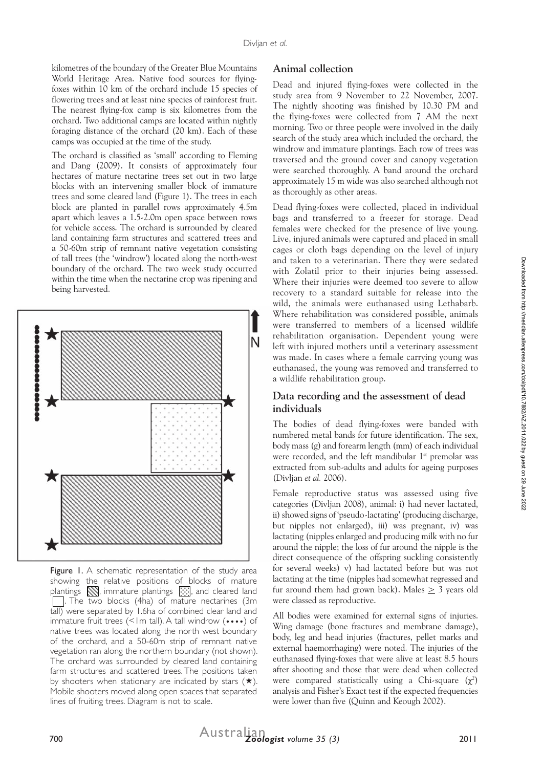kilometres of the boundary of the Greater Blue Mountains World Heritage Area. Native food sources for flying-foxes within 10 km of the orchard include 15 species of flowering trees and at least nine species of rainforest fruit. The nearest flying-fox camp is six kilometres from the orchard. Two additional camps are located within nightly foraging distance of the orchard (20 km). Each of these camps was occupied at the time of the study.

The orchard is classified as 'small' according to Fleming and Dang (2009). It consists of approximately four hectares of mature nectarine trees set out in two large blocks with an intervening smaller block of immature trees and some cleared land (Figure 1). The trees in each block are planted in parallel rows approximately 4.5m apart which leaves a 1.5-2.0m open space between rows for vehicle access. The orchard is surrounded by cleared land containing farm structures and scattered trees and a 50-60m strip of remnant native vegetation consisting of tall trees (the 'windrow') located along the north-west boundary of the orchard. The two week study occurred within the time when the nectarine crop was ripening and being harvested.

Figure 1. A schematic representation of the study area showing the relative positions of blocks of mature plantings, immature plantings, and cleared land. The two blocks (4ha) of mature nectarines (3m tall) were separated by 1.6ha of combined clear land and immature fruit trees (<1m tall). A tall windrow (••••) of native trees was located along the north west boundary of the orchard, and a 50-60m strip of remnant native vegetation ran along the northern boundary (not shown). The orchard was surrounded by cleared land containing farm structures and scattered trees. The positions taken by shooters when stationary are indicated by stars (★). Mobile shooters moved along open spaces that separated lines of fruiting trees. Diagram is not to scale.

## Animal collection

Dead and injured flying-foxes were collected in the study area from 9 November to 22 November, 2007. The nightly shooting was finished by 10.30 PM and the flying-foxes were collected from 7 AM the next morning. Two or three people were involved in the daily search of the study area which included the orchard, the windrow and immature plantings. Each row of trees was traversed and the ground cover and canopy vegetation were searched thoroughly. A band around the orchard approximately 15 m wide was also searched although not as thoroughly as other areas.

Dead flying-foxes were collected, placed in individual bags and transferred to a freezer for storage. Dead females were checked for the presence of live young. Live, injured animals were captured and placed in small cages or cloth bags depending on the level of injury and taken to a veterinarian. There they were sedated with Zolatil prior to their injuries being assessed. Where their injuries were deemed too severe to allow recovery to a standard suitable for release into the wild, the animals were euthanased using Lethabarb. Where rehabilitation was considered possible, animals were transferred to members of a licensed wildlife rehabilitation organisation. Dependent young were left with injured mothers until a veterinary assessment was made. In cases where a female carrying young was euthanased, the young was removed and transferred to a wildlife rehabilitation group.

## Data recording and the assessment of dead individuals

The bodies of dead flying-foxes were banded with numbered metal bands for future identification. The sex, body mass (g) and forearm length (mm) of each individual were recorded, and the left mandibular 1st premolar was extracted from sub-adults and adults for ageing purposes (Divljan *et al.* 2006).

Female reproductive status was assessed using five categories (Divljan 2008), animal: i) had never lactated, ii) showed signs of 'pseudo-lactating' (producing discharge, but nipples not enlarged), iii) was pregnant, iv) was lactating (nipples enlarged and producing milk with no fur around the nipple; the loss of fur around the nipple is the direct consequence of the offspring suckling consistently for several weeks) v) had lactated before but was not lactating at the time (nipples had somewhat regressed and fur around them had grown back). Males $\geq$ 3 years old were classed as reproductive.

All bodies were examined for external signs of injuries. Wing damage (bone fractures and membrane damage), body, leg and head injuries (fractures, pellet marks and external haemorrhaging) were noted. The injuries of the euthanased flying-foxes that were alive at least 8.5 hours after shooting and those that were dead when collected were compared statistically using a Chi-square ($\chi^2$) analysis and Fisher's Exact test if the expected frequencies were lower than five (Quinn and Keough 2002).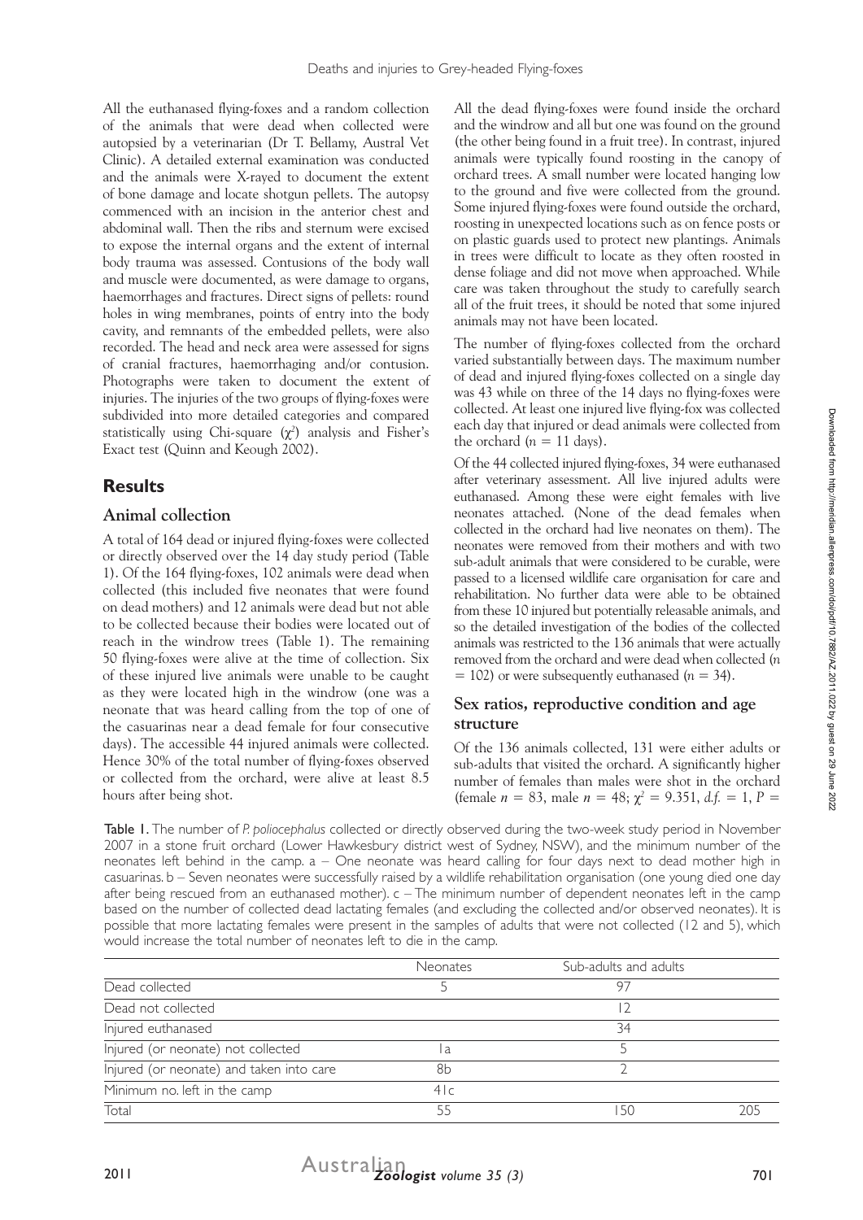All the euthanased flying-foxes and a random collection of the animals that were dead when collected were autopsied by a veterinarian (Dr T. Bellamy, Austral Vet Clinic). A detailed external examination was conducted and the animals were X-rayed to document the extent of bone damage and locate shotgun pellets. The autopsy commenced with an incision in the anterior chest and abdominal wall. Then the ribs and sternum were excised to expose the internal organs and the extent of internal body trauma was assessed. Contusions of the body wall and muscle were documented, as were damage to organs, haemorrhages and fractures. Direct signs of pellets: round holes in wing membranes, points of entry into the body cavity, and remnants of the embedded pellets, were also recorded. The head and neck area were assessed for signs of cranial fractures, haemorrhaging and/or contusion. Photographs were taken to document the extent of injuries. The injuries of the two groups of flying-foxes were subdivided into more detailed categories and compared statistically using Chi-square ($\chi^2$) analysis and Fisher's Exact test (Quinn and Keough 2002).

## Results

### Animal collection

A total of 164 dead or injured flying-foxes were collected or directly observed over the 14 day study period (Table 1). Of the 164 flying-foxes, 102 animals were dead when collected (this included five neonates that were found on dead mothers) and 12 animals were dead but not able to be collected because their bodies were located out of reach in the windrow trees (Table 1). The remaining 50 flying-foxes were alive at the time of collection. Six of these injured live animals were unable to be caught as they were located high in the windrow (one was a neonate that was heard calling from the top of one of the casuarinas near a dead female for four consecutive days). The accessible 44 injured animals were collected. Hence 30% of the total number of flying-foxes observed or collected from the orchard, were alive at least 8.5 hours after being shot.

All the dead flying-foxes were found inside the orchard and the windrow and all but one was found on the ground (the other being found in a fruit tree). In contrast, injured animals were typically found roosting in the canopy of orchard trees. A small number were located hanging low to the ground and five were collected from the ground. Some injured flying-foxes were found outside the orchard, roosting in unexpected locations such as on fence posts or on plastic guards used to protect new plantings. Animals in trees were difficult to locate as they often roosted in dense foliage and did not move when approached. While care was taken throughout the study to carefully search all of the fruit trees, it should be noted that some injured animals may not have been located.

The number of flying-foxes collected from the orchard varied substantially between days. The maximum number of dead and injured flying-foxes collected on a single day was 43 while on three of the 14 days no flying-foxes were collected. At least one injured live flying-fox was collected each day that injured or dead animals were collected from the orchard ($n$ = 11 days).

Of the 44 collected injured flying-foxes, 34 were euthanased after veterinary assessment. All live injured adults were euthanased. Among these were eight females with live neonates attached. (None of the dead females when collected in the orchard had live neonates on them). The neonates were removed from their mothers and with two sub-adult animals that were considered to be curable, were passed to a licensed wildlife care organisation for care and rehabilitation. No further data were able to be obtained from these 10 injured but potentially releasable animals, and so the detailed investigation of the bodies of the collected animals was restricted to the 136 animals that were actually removed from the orchard and were dead when collected ($n$ = 102) or were subsequently euthanased ($n$ = 34).

### Sex ratios, reproductive condition and age structure

Of the 136 animals collected, 131 were either adults or sub-adults that visited the orchard. A significantly higher number of females than males were shot in the orchard (female $n$ = 83, male $n$ = 48; $\chi^2$ = 9.351, *d.f.* = 1, $P$ =

**Table 1.** The number of *P. poliocephalus* collected or directly observed during the two-week study period in November 2007 in a stone fruit orchard (Lower Hawkesbury district west of Sydney, NSW), and the minimum number of the neonates left behind in the camp. a – One neonate was heard calling for four days next to dead mother high in casuarinas. b – Seven neonates were successfully raised by a wildlife rehabilitation organisation (one young died one day after being rescued from an euthanased mother). c – The minimum number of dependent neonates left in the camp based on the number of collected dead lactating females (and excluding the collected and/or observed neonates). It is possible that more lactating females were present in the samples of adults that were not collected (12 and 5), which would increase the total number of neonates left to die in the camp.

| | Neonates | Sub-adults and adults | |
|---|---|---|---|
| Dead collected | 5 | 97 | |
| Dead not collected | | 12 | |
| Injured euthanased | | 34 | |
| Injured (or neonate) not collected | 1a | 5 | |
| Injured (or neonate) and taken into care | 8b | 2 | |
| Minimum no. left in the camp | 41c | | |
| Total | 55 | 150 | 205 |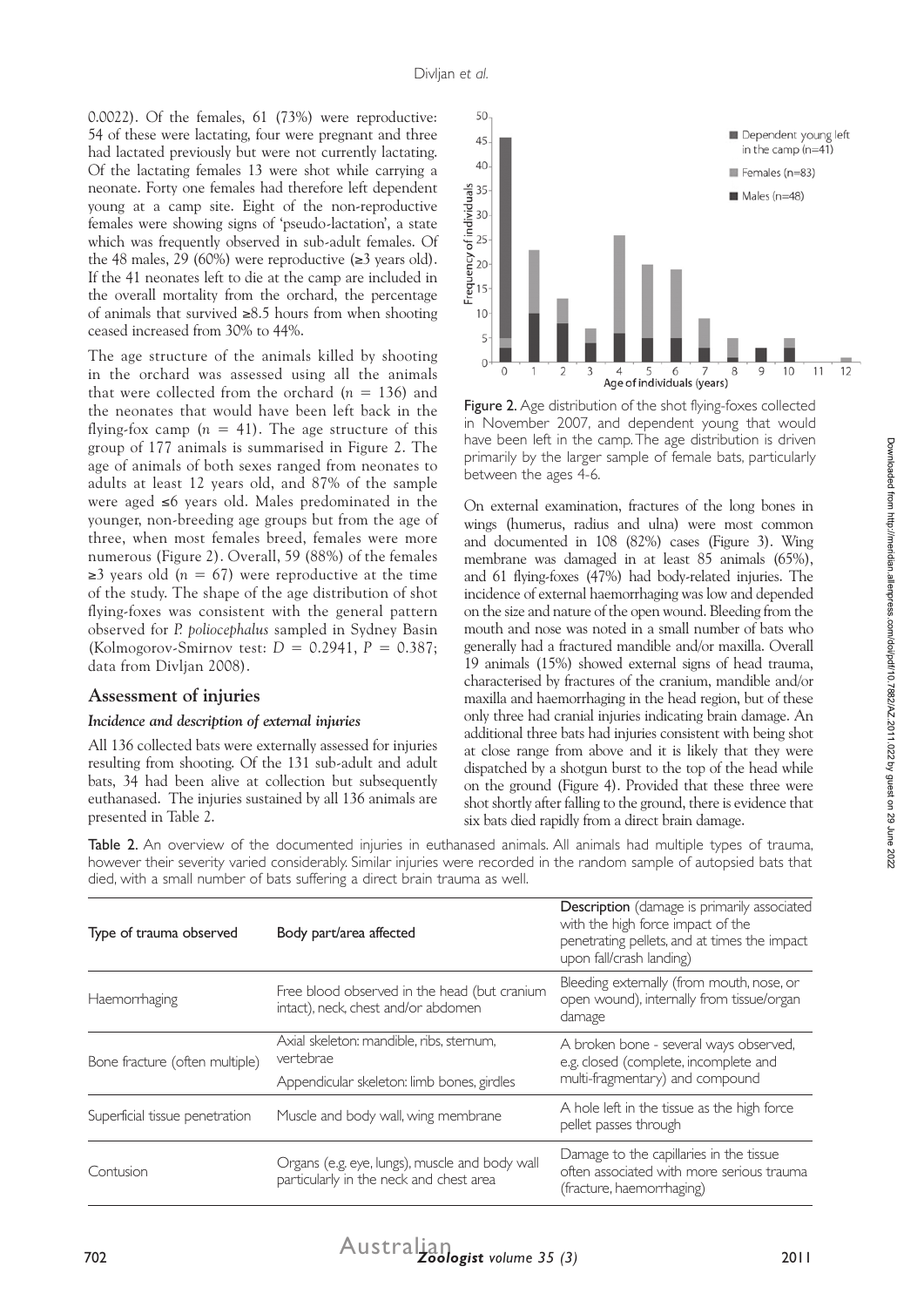0.0022). Of the females, 61 (73%) were reproductive: 54 of these were lactating, four were pregnant and three had lactated previously but were not currently lactating. Of the lactating females 13 were shot while carrying a neonate. Forty one females had therefore left dependent young at a camp site. Eight of the non-reproductive females were showing signs of 'pseudo-lactation', a state which was frequently observed in sub-adult females. Of the 48 males, 29 (60%) were reproductive (≥3 years old). If the 41 neonates left to die at the camp are included in the overall mortality from the orchard, the percentage of animals that survived ≥8.5 hours from when shooting ceased increased from 30% to 44%.

The age structure of the animals killed by shooting in the orchard was assessed using all the animals that were collected from the orchard ($n = 136$) and the neonates that would have been left back in the flying-fox camp ($n = 41$). The age structure of this group of 177 animals is summarised in Figure 2. The age of animals of both sexes ranged from neonates to adults at least 12 years old, and 87% of the sample were aged ≤6 years old. Males predominated in the younger, non-breeding age groups but from the age of three, when most females breed, females were more numerous (Figure 2). Overall, 59 (88%) of the females ≥3 years old ($n = 67$) were reproductive at the time of the study. The shape of the age distribution of shot flying-foxes was consistent with the general pattern observed for *P. poliocephalus* sampled in Sydney Basin (Kolmogorov-Smirnov test: $D = 0.2941$, $P = 0.387$; data from Divljan 2008).

Figure 2. Age distribution of the shot flying-foxes collected in November 2007, and dependent young that would have been left in the camp. The age distribution is driven primarily by the larger sample of female bats, particularly between the ages 4-6.

## Assessment of injuries

### *Incidence and description of external injuries*

All 136 collected bats were externally assessed for injuries resulting from shooting. Of the 131 sub-adult and adult bats, 34 had been alive at collection but subsequently euthanased. The injuries sustained by all 136 animals are presented in Table 2.

On external examination, fractures of the long bones in wings (humerus, radius and ulna) were most common and documented in 108 (82%) cases (Figure 3). Wing membrane was damaged in at least 85 animals (65%), and 61 flying-foxes (47%) had body-related injuries. The incidence of external haemorrhaging was low and depended on the size and nature of the open wound. Bleeding from the mouth and nose was noted in a small number of bats who generally had a fractured mandible and/or maxilla. Overall 19 animals (15%) showed external signs of head trauma, characterised by fractures of the cranium, mandible and/or maxilla and haemorrhaging in the head region, but of these only three had cranial injuries indicating brain damage. An additional three bats had injuries consistent with being shot at close range from above and it is likely that they were dispatched by a shotgun burst to the top of the head while on the ground (Figure 4). Provided that these three were shot shortly after falling to the ground, there is evidence that six bats died rapidly from a direct brain damage.

Table 2. An overview of the documented injuries in euthanased animals. All animals had multiple types of trauma, however their severity varied considerably. Similar injuries were recorded in the random sample of autopsied bats that died, with a small number of bats suffering a direct brain trauma as well.

| Type of trauma observed | Body part/area affected | Description (damage is primarily associated with the high force impact of the penetrating pellets, and at times the impact upon fall/crash landing) |
|---|---|---|
| Haemorrhaging | Free blood observed in the head (but cranium intact), neck, chest and/or abdomen | Bleeding externally (from mouth, nose, or open wound), internally from tissue/organ damage |
| Bone fracture (often multiple) | Axial skeleton: mandible, ribs, sternum, vertebrae<br>Appendicular skeleton: limb bones, girdles | A broken bone - several ways observed, e.g. closed (complete, incomplete and multi-fragmentary) and compound |
| Superficial tissue penetration | Muscle and body wall, wing membrane | A hole left in the tissue as the high force pellet passes through |
| Contusion | Organs (e.g. eye, lungs), muscle and body wall particularly in the neck and chest area | Damage to the capillaries in the tissue often associated with more serious trauma (fracture, haemorrhaging) |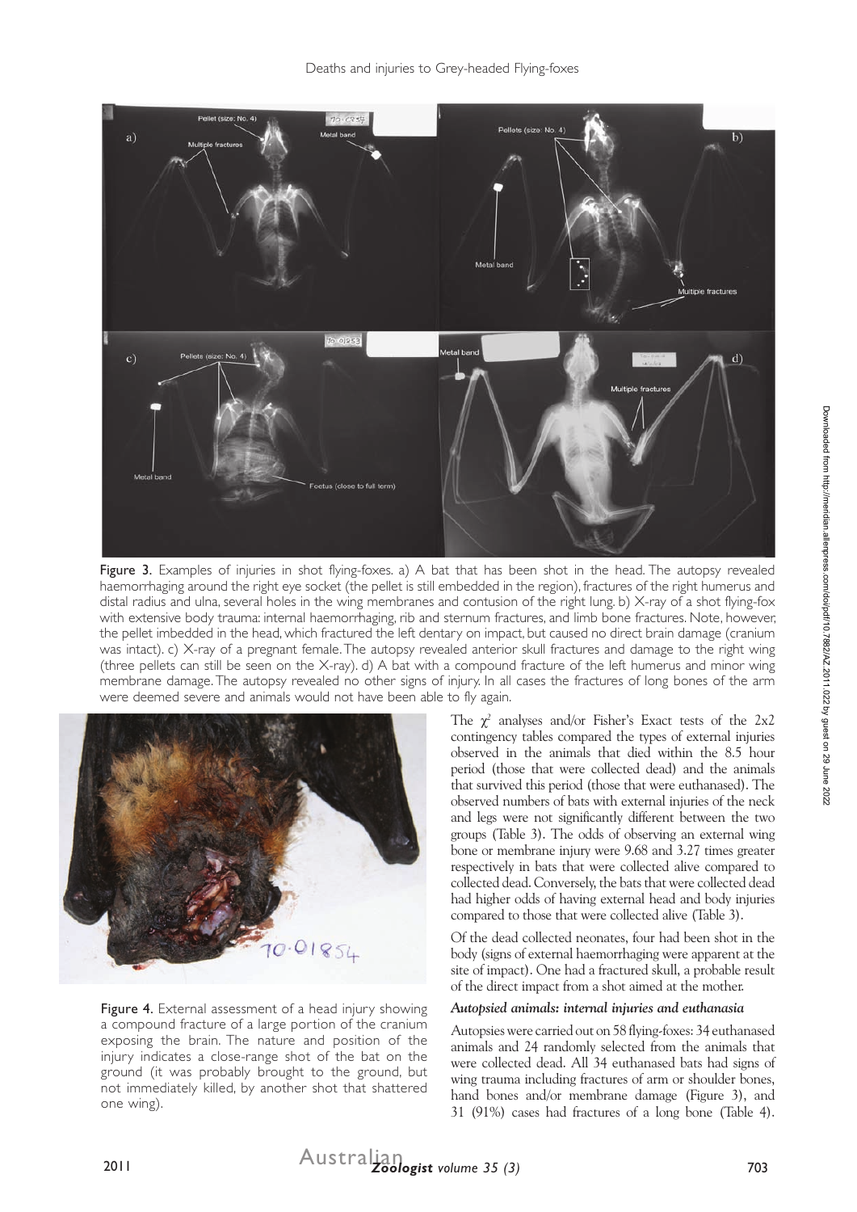Figure 3. Examples of injuries in shot flying-foxes. a) A bat that has been shot in the head. The autopsy revealed haemorrhaging around the right eye socket (the pellet is still embedded in the region), fractures of the right humerus and distal radius and ulna, several holes in the wing membranes and contusion of the right lung. b) X-ray of a shot flying-fox with extensive body trauma: internal haemorrhaging, rib and sternum fractures, and limb bone fractures. Note, however, the pellet imbedded in the head, which fractured the left dentary on impact, but caused no direct brain damage (cranium was intact). c) X-ray of a pregnant female. The autopsy revealed anterior skull fractures and damage to the right wing (three pellets can still be seen on the X-ray). d) A bat with a compound fracture of the left humerus and minor wing membrane damage. The autopsy revealed no other signs of injury. In all cases the fractures of long bones of the arm were deemed severe and animals would not have been able to fly again.

Figure 4. External assessment of a head injury showing a compound fracture of a large portion of the cranium exposing the brain. The nature and position of the injury indicates a close-range shot of the bat on the ground (it was probably brought to the ground, but not immediately killed, by another shot that shattered one wing).

The $\chi^2$ analyses and/or Fisher's Exact tests of the 2x2 contingency tables compared the types of external injuries observed in the animals that died within the 8.5 hour period (those that were collected dead) and the animals that survived this period (those that were euthanased). The observed numbers of bats with external injuries of the neck and legs were not significantly different between the two groups (Table 3). The odds of observing an external wing bone or membrane injury were 9.68 and 3.27 times greater respectively in bats that were collected alive compared to collected dead. Conversely, the bats that were collected dead had higher odds of having external head and body injuries compared to those that were collected alive (Table 3).

Of the dead collected neonates, four had been shot in the body (signs of external haemorrhaging were apparent at the site of impact). One had a fractured skull, a probable result of the direct impact from a shot aimed at the mother.

### *Autopsied animals: internal injuries and euthanasia*

Autopsies were carried out on 58 flying-foxes: 34 euthanased animals and 24 randomly selected from the animals that were collected dead. All 34 euthanased bats had signs of wing trauma including fractures of arm or shoulder bones, hand bones and/or membrane damage (Figure 3), and 31 (91%) cases had fractures of a long bone (Table 4).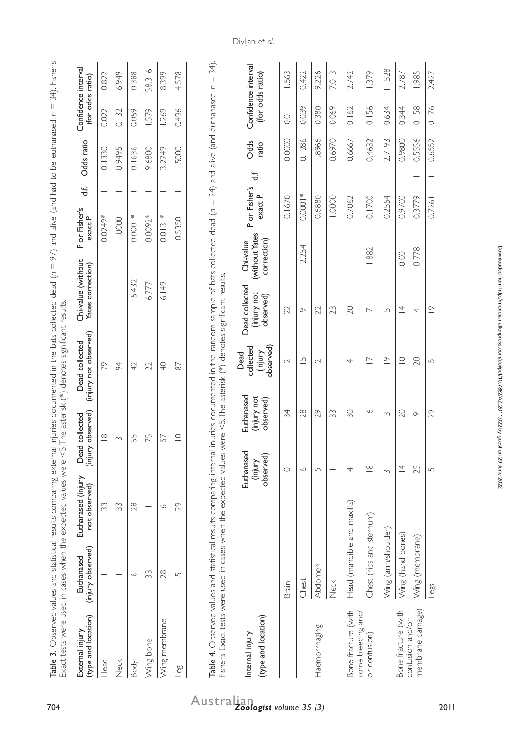**Table 3.** Observed values and statistical results comparing external injuries documented in the bats collected dead ($n$ = 97) and alive (and had to be euthanased, $n$ = 34). Fisher's Exact tests were used in cases when the expected values were <5. The asterisk (*) denotes significant results.

| External injury (type and location) | Euthanased (injury observed) | Euthanased (injury not observed) | Dead collected (injury observed) | Dead collected (injury not observed) | Chi-value (without Yates correction) | P or Fisher's exact P | d.f. | Odds ratio | Confidence interval (for odds ratio) | |
|---|---|---|---|---|---|---|---|---|---|---|
| Head | 1 | 33 | 18 | 79 | | 0.0249* | 1 | 0.1330 | 0.022 | 0.822 |
| Neck | 1 | 33 | 3 | 94 | | 1.0000 | 1 | 0.9495 | 0.132 | 6.949 |
| Body | 6 | 28 | 55 | 42 | 15.432 | 0.0001* | 1 | 0.1636 | 0.059 | 0.388 |
| Wing bone | 33 | 1 | 75 | 22 | 6.777 | 0.0092* | 1 | 9.6800 | 1.579 | 58.316 |
| Wing membrane | 28 | 6 | 57 | 40 | 6.149 | 0.0131* | 1 | 3.2749 | 1.269 | 8.399 |
| Leg | 5 | 29 | 10 | 87 | | 0.5350 | 1 | 1.5000 | 0.496 | 4.578 |

**Table 4.** Observed values and statistical results comparing internal injuries documented in the random sample of bats collected dead ($n$ = 24) and alive (and euthanased, $n$ = 34). Fisher's Exact tests were used in cases when the expected values were <5. The asterisk (*) denotes significant results.

| Internal injury (type and location) | | Euthanased (injury observed) | Euthanased (injury not observed) | Dead collected (injury observed) | Dead collected (injury not observed) | Chi-value (without Yates correction) | P or Fisher's exact P | d.f. | Odds ratio | Confidence interval (for odds ratio) | |
|---|---|---|---|---|---|---|---|---|---|---|---|
| | Brain | 0 | 34 | 2 | 22 | | 0.1670 | 1 | 0.0000 | 0.011 | 1.563 |
| | Chest | 6 | 28 | 15 | 9 | 12.254 | 0.0001* | 1 | 0.1286 | 0.039 | 0.422 |
| Haemorrhaging | Abdomen | 5 | 29 | 2 | 22 | | 0.6880 | 1 | 1.8966 | 0.380 | 9.226 |
| | Neck | 1 | 33 | 1 | 23 | | 1.0000 | 1 | 0.6970 | 0.069 | 7.013 |
| Bone fracture (with some bleeding and/or contusion) | Head (mandible and maxilla) | 4 | 30 | 4 | 20 | | 0.7062 | 1 | 0.6667 | 0.162 | 2.742 |
| | Chest (ribs and sternum) | 18 | 16 | 17 | 7 | 1.882 | 0.1700 | 1 | 0.4632 | 0.156 | 1.379 |
| | Wing (arm/shoulder) | 31 | 3 | 19 | 5 | | 0.2554 | 1 | 2.7193 | 0.634 | 11.528 |
| Bone fracture (with contusion and/or membrane damage) | Wing (hand bones) | 14 | 20 | 10 | 14 | 0.001 | 0.9700 | 1 | 0.9800 | 0.344 | 2.787 |
| | Wing (membrane) | 25 | 9 | 20 | 4 | 0.778 | 0.3779 | 1 | 0.5556 | 0.158 | 1.985 |
| | Legs | 5 | 29 | 5 | 19 | | 0.7261 | 1 | 0.6552 | 0.176 | 2.427 |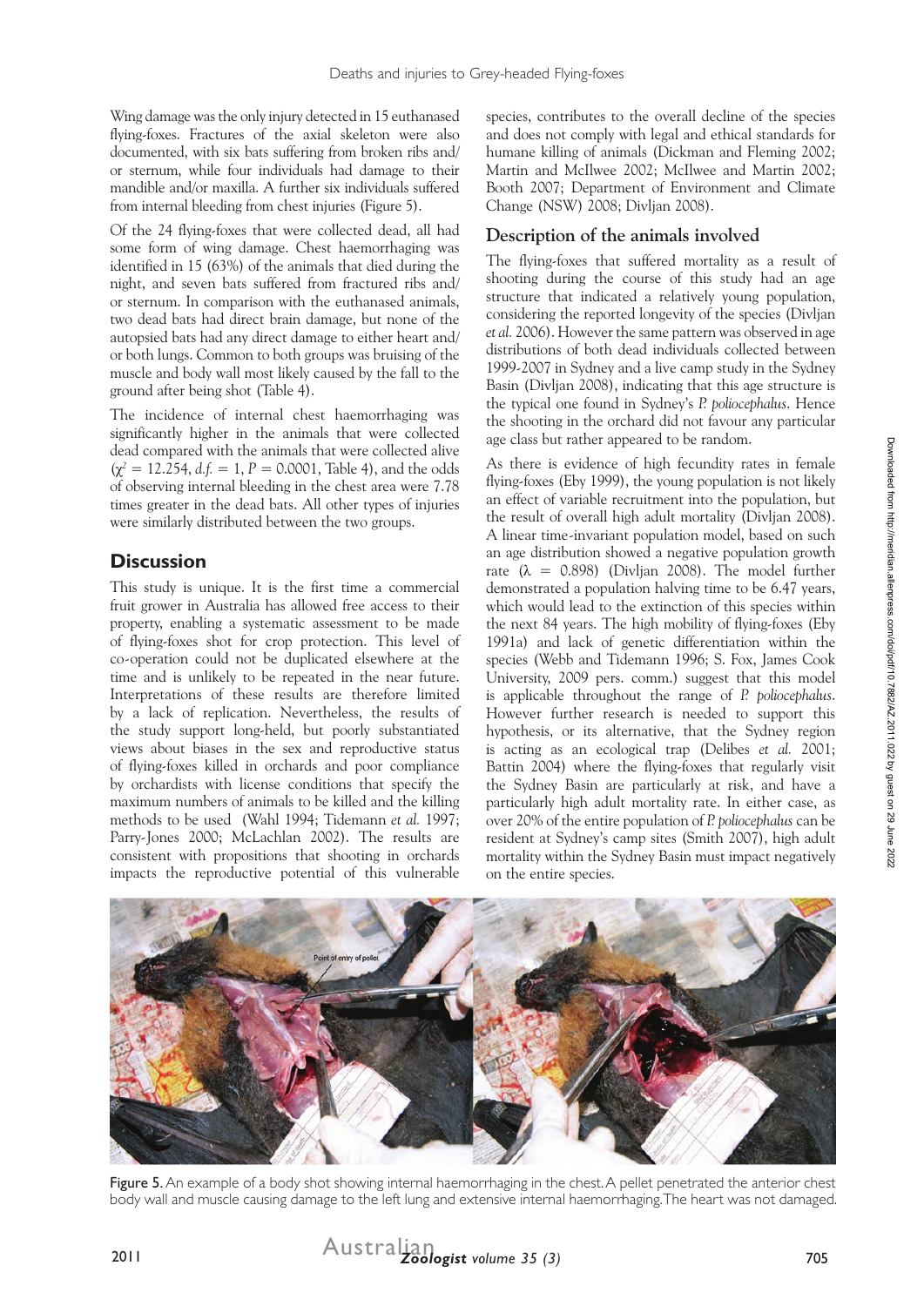Wing damage was the only injury detected in 15 euthanased flying-foxes. Fractures of the axial skeleton were also documented, with six bats suffering from broken ribs and/or sternum, while four individuals had damage to their mandible and/or maxilla. A further six individuals suffered from internal bleeding from chest injuries (Figure 5).

Of the 24 flying-foxes that were collected dead, all had some form of wing damage. Chest haemorrhaging was identified in 15 (63%) of the animals that died during the night, and seven bats suffered from fractured ribs and/or sternum. In comparison with the euthanased animals, two dead bats had direct brain damage, but none of the autopsied bats had any direct damage to either heart and/or both lungs. Common to both groups was bruising of the muscle and body wall most likely caused by the fall to the ground after being shot (Table 4).

The incidence of internal chest haemorrhaging was significantly higher in the animals that were collected dead compared with the animals that were collected alive ($\chi^2 = 12.254$, *d.f.* $= 1$, $P = 0.0001$, Table 4), and the odds of observing internal bleeding in the chest area were 7.78 times greater in the dead bats. All other types of injuries were similarly distributed between the two groups.

## Discussion

This study is unique. It is the first time a commercial fruit grower in Australia has allowed free access to their property, enabling a systematic assessment to be made of flying-foxes shot for crop protection. This level of co-operation could not be duplicated elsewhere at the time and is unlikely to be repeated in the near future. Interpretations of these results are therefore limited by a lack of replication. Nevertheless, the results of the study support long-held, but poorly substantiated views about biases in the sex and reproductive status of flying-foxes killed in orchards and poor compliance by orchardists with license conditions that specify the maximum numbers of animals to be killed and the killing methods to be used (Wahl 1994; Tidemann *et al.* 1997; Parry-Jones 2000; McLachlan 2002). The results are consistent with propositions that shooting in orchards impacts the reproductive potential of this vulnerable species, contributes to the overall decline of the species and does not comply with legal and ethical standards for humane killing of animals (Dickman and Fleming 2002; Martin and McIlwee 2002; McIlwee and Martin 2002; Booth 2007; Department of Environment and Climate Change (NSW) 2008; Divljan 2008).

### Description of the animals involved

The flying-foxes that suffered mortality as a result of shooting during the course of this study had an age structure that indicated a relatively young population, considering the reported longevity of the species (Divljan *et al.* 2006). However the same pattern was observed in age distributions of both dead individuals collected between 1999-2007 in Sydney and a live camp study in the Sydney Basin (Divljan 2008), indicating that this age structure is the typical one found in Sydney's *P. poliocephalus*. Hence the shooting in the orchard did not favour any particular age class but rather appeared to be random.

As there is evidence of high fecundity rates in female flying-foxes (Eby 1999), the young population is not likely an effect of variable recruitment into the population, but the result of overall high adult mortality (Divljan 2008). A linear time-invariant population model, based on such an age distribution showed a negative population growth rate ($\lambda = 0.898$) (Divljan 2008). The model further demonstrated a population halving time to be 6.47 years, which would lead to the extinction of this species within the next 84 years. The high mobility of flying-foxes (Eby 1991a) and lack of genetic differentiation within the species (Webb and Tidemann 1996; S. Fox, James Cook University, 2009 pers. comm.) suggest that this model is applicable throughout the range of *P. poliocephalus*. However further research is needed to support this hypothesis, or its alternative, that the Sydney region is acting as an ecological trap (Delibes *et al.* 2001; Battin 2004) where the flying-foxes that regularly visit the Sydney Basin are particularly at risk, and have a particularly high adult mortality rate. In either case, as over 20% of the entire population of *P. poliocephalus* can be resident at Sydney's camp sites (Smith 2007), high adult mortality within the Sydney Basin must impact negatively on the entire species.

**Figure 5.** An example of a body shot showing internal haemorrhaging in the chest. A pellet penetrated the anterior chest body wall and muscle causing damage to the left lung and extensive internal haemorrhaging. The heart was not damaged.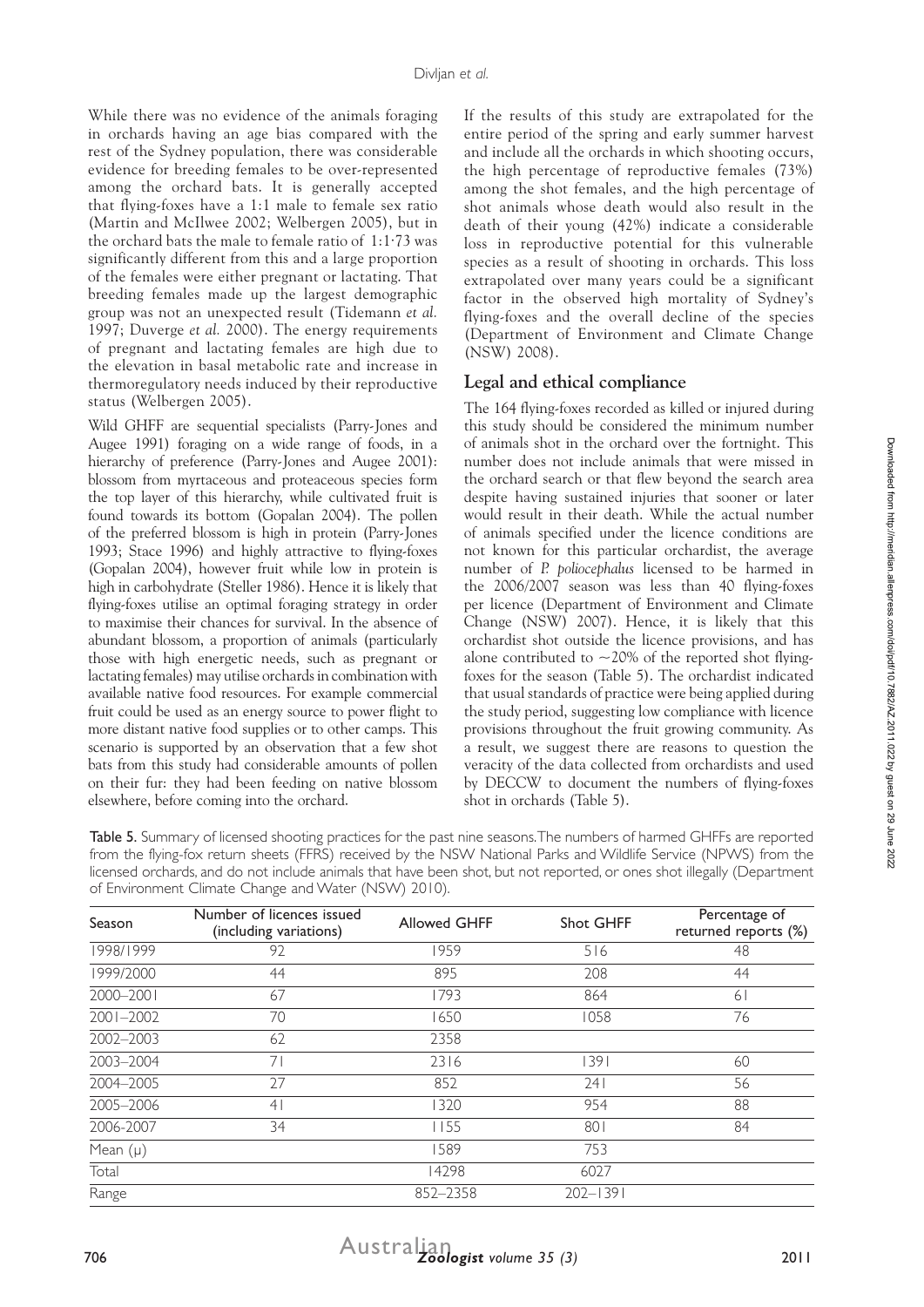While there was no evidence of the animals foraging in orchards having an age bias compared with the rest of the Sydney population, there was considerable evidence for breeding females to be over-represented among the orchard bats. It is generally accepted that flying-foxes have a 1:1 male to female sex ratio (Martin and McIlwee 2002; Welbergen 2005), but in the orchard bats the male to female ratio of 1:1·73 was significantly different from this and a large proportion of the females were either pregnant or lactating. That breeding females made up the largest demographic group was not an unexpected result (Tidemann *et al.* 1997; Duverge *et al.* 2000). The energy requirements of pregnant and lactating females are high due to the elevation in basal metabolic rate and increase in thermoregulatory needs induced by their reproductive status (Welbergen 2005).

Wild GHFF are sequential specialists (Parry-Jones and Augee 1991) foraging on a wide range of foods, in a hierarchy of preference (Parry-Jones and Augee 2001): blossom from myrtaceous and proteaceous species form the top layer of this hierarchy, while cultivated fruit is found towards its bottom (Gopalan 2004). The pollen of the preferred blossom is high in protein (Parry-Jones 1993; Stace 1996) and highly attractive to flying-foxes (Gopalan 2004), however fruit while low in protein is high in carbohydrate (Steller 1986). Hence it is likely that flying-foxes utilise an optimal foraging strategy in order to maximise their chances for survival. In the absence of abundant blossom, a proportion of animals (particularly those with high energetic needs, such as pregnant or lactating females) may utilise orchards in combination with available native food resources. For example commercial fruit could be used as an energy source to power flight to more distant native food supplies or to other camps. This scenario is supported by an observation that a few shot bats from this study had considerable amounts of pollen on their fur: they had been feeding on native blossom elsewhere, before coming into the orchard.

If the results of this study are extrapolated for the entire period of the spring and early summer harvest and include all the orchards in which shooting occurs, the high percentage of reproductive females (73%) among the shot females, and the high percentage of shot animals whose death would also result in the death of their young (42%) indicate a considerable loss in reproductive potential for this vulnerable species as a result of shooting in orchards. This loss extrapolated over many years could be a significant factor in the observed high mortality of Sydney's flying-foxes and the overall decline of the species (Department of Environment and Climate Change (NSW) 2008).

## Legal and ethical compliance

The 164 flying-foxes recorded as killed or injured during this study should be considered the minimum number of animals shot in the orchard over the fortnight. This number does not include animals that were missed in the orchard search or that flew beyond the search area despite having sustained injuries that sooner or later would result in their death. While the actual number of animals specified under the licence conditions are not known for this particular orchardist, the average number of *P. poliocephalus* licensed to be harmed in the 2006/2007 season was less than 40 flying-foxes per licence (Department of Environment and Climate Change (NSW) 2007). Hence, it is likely that this orchardist shot outside the licence provisions, and has alone contributed to ~20% of the reported shot flying-foxes for the season (Table 5). The orchardist indicated that usual standards of practice were being applied during the study period, suggesting low compliance with licence provisions throughout the fruit growing community. As a result, we suggest there are reasons to question the veracity of the data collected from orchardists and used by DECCW to document the numbers of flying-foxes shot in orchards (Table 5).

**Table 5.** Summary of licensed shooting practices for the past nine seasons. The numbers of harmed GHFFs are reported from the flying-fox return sheets (FFRS) received by the NSW National Parks and Wildlife Service (NPWS) from the licensed orchards, and do not include animals that have been shot, but not reported, or ones shot illegally (Department of Environment Climate Change and Water (NSW) 2010).

| Season | Number of licences issued (including variations) | Allowed GHFF | Shot GHFF | Percentage of returned reports (%) |
|---|---|---|---|---|
| 1998/1999 | 92 | 1959 | 516 | 48 |
| 1999/2000 | 44 | 895 | 208 | 44 |
| 2000–2001 | 67 | 1793 | 864 | 61 |
| 2001–2002 | 70 | 1650 | 1058 | 76 |
| 2002–2003 | 62 | 2358 | | |
| 2003–2004 | 71 | 2316 | 1391 | 60 |
| 2004–2005 | 27 | 852 | 241 | 56 |
| 2005–2006 | 41 | 1320 | 954 | 88 |
| 2006-2007 | 34 | 1155 | 801 | 84 |
| Mean (μ) | | 1589 | 753 | |
| Total | | 14298 | 6027 | |
| Range | | 852–2358 | 202–1391 | |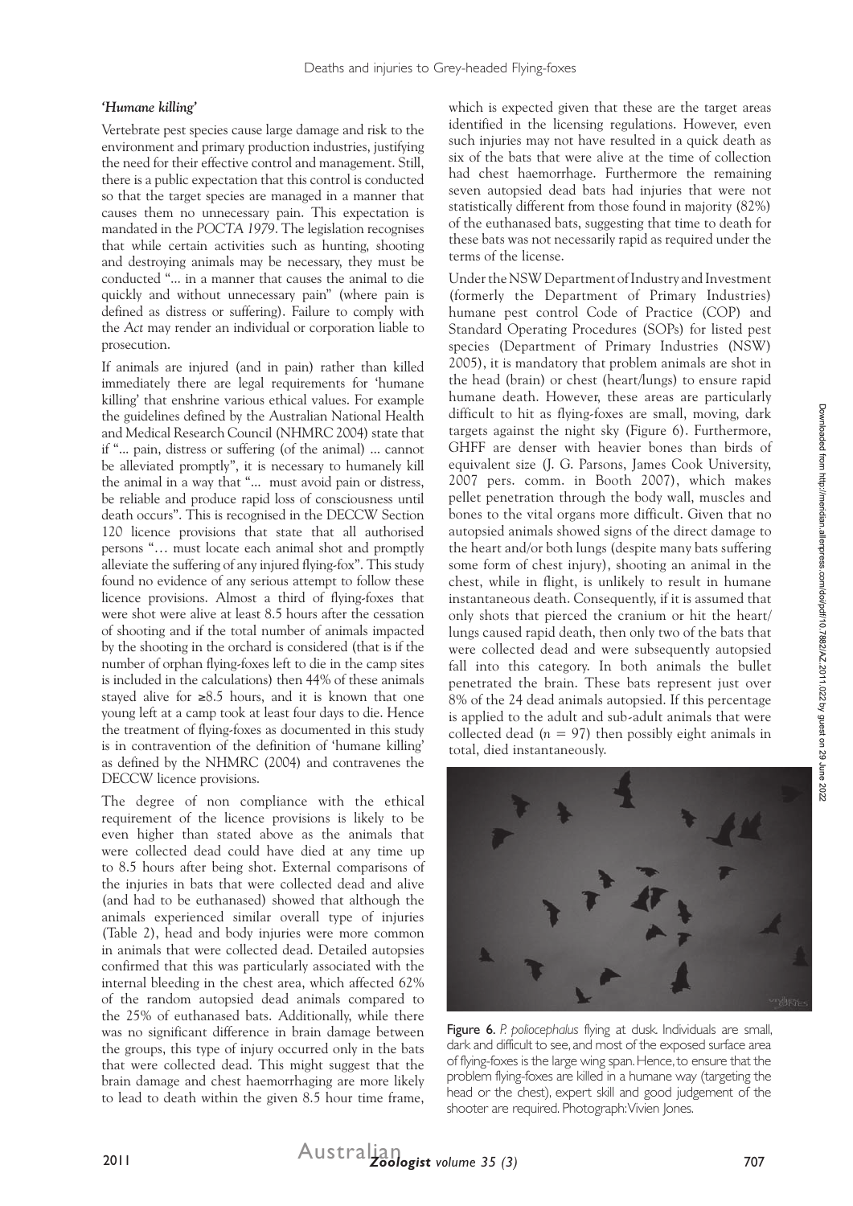### *'Humane killing'*

Vertebrate pest species cause large damage and risk to the environment and primary production industries, justifying the need for their effective control and management. Still, there is a public expectation that this control is conducted so that the target species are managed in a manner that causes them no unnecessary pain. This expectation is mandated in the *POCTA 1979*. The legislation recognises that while certain activities such as hunting, shooting and destroying animals may be necessary, they must be conducted "... in a manner that causes the animal to die quickly and without unnecessary pain" (where pain is defined as distress or suffering). Failure to comply with the *Act* may render an individual or corporation liable to prosecution.

If animals are injured (and in pain) rather than killed immediately there are legal requirements for 'humane killing' that enshrine various ethical values. For example the guidelines defined by the Australian National Health and Medical Research Council (NHMRC 2004) state that if "... pain, distress or suffering (of the animal) ... cannot be alleviated promptly", it is necessary to humanely kill the animal in a way that "... must avoid pain or distress, be reliable and produce rapid loss of consciousness until death occurs". This is recognised in the DECCW Section 120 licence provisions that state that all authorised persons "… must locate each animal shot and promptly alleviate the suffering of any injured flying-fox". This study found no evidence of any serious attempt to follow these licence provisions. Almost a third of flying-foxes that were shot were alive at least 8.5 hours after the cessation of shooting and if the total number of animals impacted by the shooting in the orchard is considered (that is if the number of orphan flying-foxes left to die in the camp sites is included in the calculations) then 44% of these animals stayed alive for ≥8.5 hours, and it is known that one young left at a camp took at least four days to die. Hence the treatment of flying-foxes as documented in this study is in contravention of the definition of 'humane killing' as defined by the NHMRC (2004) and contravenes the DECCW licence provisions.

The degree of non compliance with the ethical requirement of the licence provisions is likely to be even higher than stated above as the animals that were collected dead could have died at any time up to 8.5 hours after being shot. External comparisons of the injuries in bats that were collected dead and alive (and had to be euthanased) showed that although the animals experienced similar overall type of injuries (Table 2), head and body injuries were more common in animals that were collected dead. Detailed autopsies confirmed that this was particularly associated with the internal bleeding in the chest area, which affected 62% of the random autopsied dead animals compared to the 25% of euthanased bats. Additionally, while there was no significant difference in brain damage between the groups, this type of injury occurred only in the bats that were collected dead. This might suggest that the brain damage and chest haemorrhaging are more likely to lead to death within the given 8.5 hour time frame, which is expected given that these are the target areas identified in the licensing regulations. However, even such injuries may not have resulted in a quick death as six of the bats that were alive at the time of collection had chest haemorrhage. Furthermore the remaining seven autopsied dead bats had injuries that were not statistically different from those found in majority (82%) of the euthanased bats, suggesting that time to death for these bats was not necessarily rapid as required under the terms of the license.

Under the NSW Department of Industry and Investment (formerly the Department of Primary Industries) humane pest control Code of Practice (COP) and Standard Operating Procedures (SOPs) for listed pest species (Department of Primary Industries (NSW) 2005), it is mandatory that problem animals are shot in the head (brain) or chest (heart/lungs) to ensure rapid humane death. However, these areas are particularly difficult to hit as flying-foxes are small, moving, dark targets against the night sky (Figure 6). Furthermore, GHFF are denser with heavier bones than birds of equivalent size (J. G. Parsons, James Cook University, 2007 pers. comm. in Booth 2007), which makes pellet penetration through the body wall, muscles and bones to the vital organs more difficult. Given that no autopsied animals showed signs of the direct damage to the heart and/or both lungs (despite many bats suffering some form of chest injury), shooting an animal in the chest, while in flight, is unlikely to result in humane instantaneous death. Consequently, if it is assumed that only shots that pierced the cranium or hit the heart/lungs caused rapid death, then only two of the bats that were collected dead and were subsequently autopsied fall into this category. In both animals the bullet penetrated the brain. These bats represent just over 8% of the 24 dead animals autopsied. If this percentage is applied to the adult and sub-adult animals that were collected dead ($n$ = 97) then possibly eight animals in total, died instantaneously.

**Figure 6.** *P. poliocephalus* flying at dusk. Individuals are small, dark and difficult to see, and most of the exposed surface area of flying-foxes is the large wing span. Hence, to ensure that the problem flying-foxes are killed in a humane way (targeting the head or the chest), expert skill and good judgement of the shooter are required. Photograph: Vivien Jones.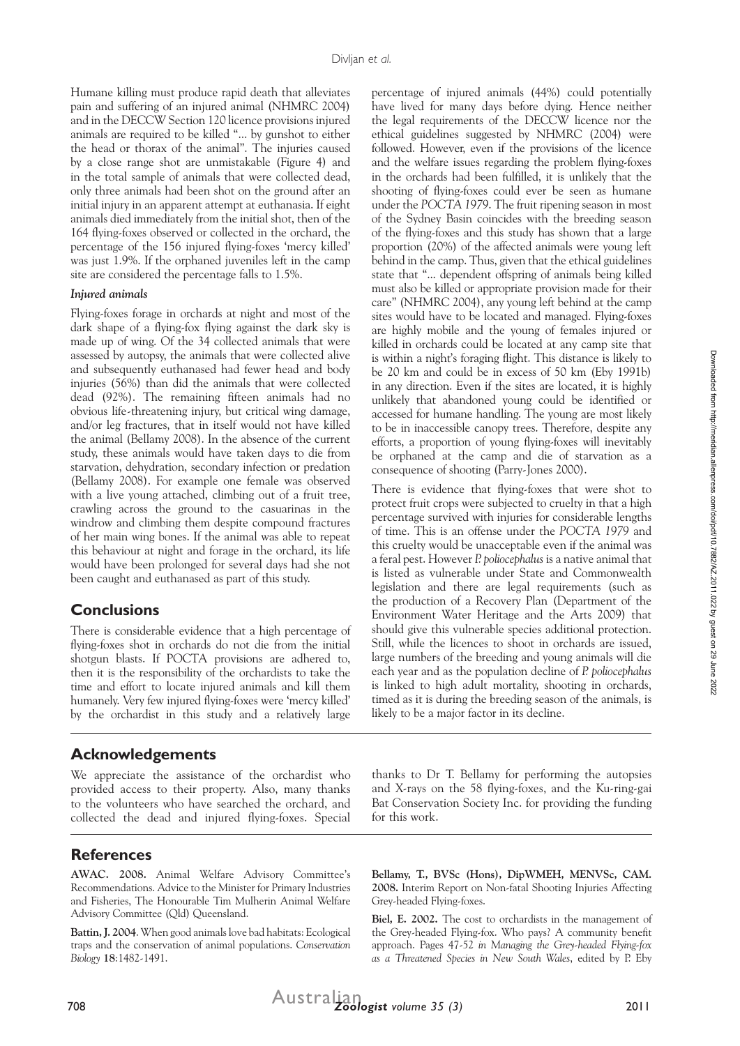Humane killing must produce rapid death that alleviates pain and suffering of an injured animal (NHMRC 2004) and in the DECCW Section 120 licence provisions injured animals are required to be killed "... by gunshot to either the head or thorax of the animal". The injuries caused by a close range shot are unmistakable (Figure 4) and in the total sample of animals that were collected dead, only three animals had been shot on the ground after an initial injury in an apparent attempt at euthanasia. If eight animals died immediately from the initial shot, then of the 164 flying-foxes observed or collected in the orchard, the percentage of the 156 injured flying-foxes 'mercy killed' was just 1.9%. If the orphaned juveniles left in the camp site are considered the percentage falls to 1.5%.

### *Injured animals*

Flying-foxes forage in orchards at night and most of the dark shape of a flying-fox flying against the dark sky is made up of wing. Of the 34 collected animals that were assessed by autopsy, the animals that were collected alive and subsequently euthanased had fewer head and body injuries (56%) than did the animals that were collected dead (92%). The remaining fifteen animals had no obvious life-threatening injury, but critical wing damage, and/or leg fractures, that in itself would not have killed the animal (Bellamy 2008). In the absence of the current study, these animals would have taken days to die from starvation, dehydration, secondary infection or predation (Bellamy 2008). For example one female was observed with a live young attached, climbing out of a fruit tree, crawling across the ground to the casuarinas in the windrow and climbing them despite compound fractures of her main wing bones. If the animal was able to repeat this behaviour at night and forage in the orchard, its life would have been prolonged for several days had she not been caught and euthanased as part of this study.

## Conclusions

There is considerable evidence that a high percentage of flying-foxes shot in orchards do not die from the initial shotgun blasts. If POCTA provisions are adhered to, then it is the responsibility of the orchardists to take the time and effort to locate injured animals and kill them humanely. Very few injured flying-foxes were 'mercy killed' by the orchardist in this study and a relatively large percentage of injured animals (44%) could potentially have lived for many days before dying. Hence neither the legal requirements of the DECCW licence nor the ethical guidelines suggested by NHMRC (2004) were followed. However, even if the provisions of the licence and the welfare issues regarding the problem flying-foxes in the orchards had been fulfilled, it is unlikely that the shooting of flying-foxes could ever be seen as humane under the *POCTA 1979*. The fruit ripening season in most of the Sydney Basin coincides with the breeding season of the flying-foxes and this study has shown that a large proportion (20%) of the affected animals were young left behind in the camp. Thus, given that the ethical guidelines state that "... dependent offspring of animals being killed must also be killed or appropriate provision made for their care" (NHMRC 2004), any young left behind at the camp sites would have to be located and managed. Flying-foxes are highly mobile and the young of females injured or killed in orchards could be located at any camp site that is within a night's foraging flight. This distance is likely to be 20 km and could be in excess of 50 km (Eby 1991b) in any direction. Even if the sites are located, it is highly unlikely that abandoned young could be identified or accessed for humane handling. The young are most likely to be in inaccessible canopy trees. Therefore, despite any efforts, a proportion of young flying-foxes will inevitably be orphaned at the camp and die of starvation as a consequence of shooting (Parry-Jones 2000).

There is evidence that flying-foxes that were shot to protect fruit crops were subjected to cruelty in that a high percentage survived with injuries for considerable lengths of time. This is an offense under the *POCTA 1979* and this cruelty would be unacceptable even if the animal was a feral pest. However *P. poliocephalus* is a native animal that is listed as vulnerable under State and Commonwealth legislation and there are legal requirements (such as the production of a Recovery Plan (Department of the Environment Water Heritage and the Arts 2009) that should give this vulnerable species additional protection. Still, while the licences to shoot in orchards are issued, large numbers of the breeding and young animals will die each year and as the population decline of *P. poliocephalus* is linked to high adult mortality, shooting in orchards, timed as it is during the breeding season of the animals, is likely to be a major factor in its decline.

## Acknowledgements

We appreciate the assistance of the orchardist who provided access to their property. Also, many thanks to the volunteers who have searched the orchard, and collected the dead and injured flying-foxes. Special thanks to Dr T. Bellamy for performing the autopsies and X-rays on the 58 flying-foxes, and the Ku-ring-gai Bat Conservation Society Inc. for providing the funding for this work.

## References

**AWAC. 2008.** Animal Welfare Advisory Committee's Recommendations. Advice to the Minister for Primary Industries and Fisheries, The Honourable Tim Mulherin Animal Welfare Advisory Committee (Qld) Queensland.

**Battin, J. 2004**. When good animals love bad habitats: Ecological traps and the conservation of animal populations. *Conservation Biology* **18**:1482-1491.

**Bellamy, T., BVSc (Hons), DipWMEH, MENVSc, CAM. 2008.** Interim Report on Non-fatal Shooting Injuries Affecting Grey-headed Flying-foxes.

**Biel, E. 2002.** The cost to orchardists in the management of the Grey-headed Flying-fox. Who pays? A community benefit approach. Pages 47-52 *in Managing the Grey-headed Flying-fox as a Threatened Species in New South Wales*, edited by P. Eby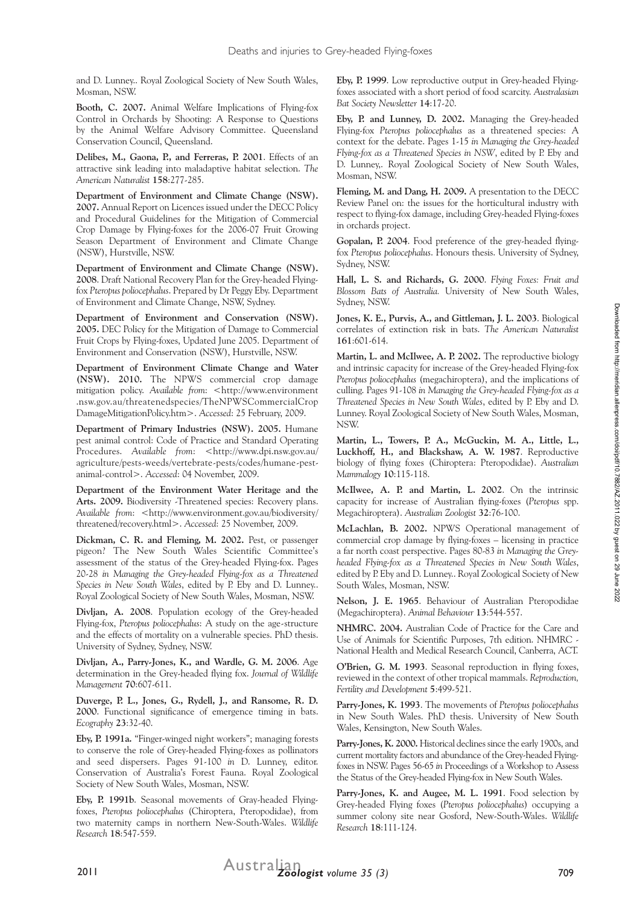and D. Lunney.. Royal Zoological Society of New South Wales, Mosman, NSW.

**Booth, C. 2007.** Animal Welfare Implications of Flying-fox Control in Orchards by Shooting: A Response to Questions by the Animal Welfare Advisory Committee. Queensland Conservation Council, Queensland.

**Delibes, M., Gaona, P., and Ferreras, P. 2001**. Effects of an attractive sink leading into maladaptive habitat selection. *The American Naturalist* **158**:277-285.

**Department of Environment and Climate Change (NSW). 2007.** Annual Report on Licences issued under the DECC Policy and Procedural Guidelines for the Mitigation of Commercial Crop Damage by Flying-foxes for the 2006-07 Fruit Growing Season Department of Environment and Climate Change (NSW), Hurstville, NSW.

**Department of Environment and Climate Change (NSW). 2008**. Draft National Recovery Plan for the Grey-headed Flying-fox *Pteropus poliocephalus*. Prepared by Dr Peggy Eby. Department of Environment and Climate Change, NSW, Sydney.

**Department of Environment and Conservation (NSW). 2005.** DEC Policy for the Mitigation of Damage to Commercial Fruit Crops by Flying-foxes, Updated June 2005. Department of Environment and Conservation (NSW), Hurstville, NSW.

**Department of Environment Climate Change and Water (NSW). 2010.** The NPWS commercial crop damage mitigation policy. *Available from*: <http://www.environment.nsw.gov.au/threatenedspecies/TheNPWSCommercialCropDamageMitigationPolicy.htm>. *Accessed*: 25 February, 2009.

**Department of Primary Industries (NSW). 2005.** Humane pest animal control: Code of Practice and Standard Operating Procedures. *Available from*: <http://www.dpi.nsw.gov.au/agriculture/pests-weeds/vertebrate-pests/codes/humane-pest-animal-control>. *Accessed*: 04 November, 2009.

**Department of the Environment Water Heritage and the Arts. 2009.** Biodiversity -Threatened species: Recovery plans. *Available from*: <http://www.environment.gov.au/biodiversity/threatened/recovery.html>. *Accessed*: 25 November, 2009.

**Dickman, C. R. and Fleming, M. 2002.** Pest, or passenger pigeon? The New South Wales Scientific Committee's assessment of the status of the Grey-headed Flying-fox. Pages 20-28 *in Managing the Grey-headed Flying-fox as a Threatened Species in New South Wales*, edited by P. Eby and D. Lunney.. Royal Zoological Society of New South Wales, Mosman, NSW.

**Divljan, A. 2008**. Population ecology of the Grey-headed Flying-fox, *Pteropus poliocephalus*: A study on the age-structure and the effects of mortality on a vulnerable species. PhD thesis. University of Sydney, Sydney, NSW.

**Divljan, A., Parry-Jones, K., and Wardle, G. M. 2006**. Age determination in the Grey-headed flying fox. *Journal of Wildlife Management* **70**:607-611.

**Duverge, P. L., Jones, G., Rydell, J., and Ransome, R. D. 2000**. Functional significance of emergence timing in bats. *Ecography* **23**:32-40.

**Eby, P. 1991a.** "Finger-winged night workers"; managing forests to conserve the role of Grey-headed Flying-foxes as pollinators and seed dispersers. Pages 91-100 *in* D. Lunney, editor. Conservation of Australia's Forest Fauna. Royal Zoological Society of New South Wales, Mosman, NSW.

**Eby, P. 1991b**. Seasonal movements of Gray-headed Flying-foxes, *Pteropus poliocephalus* (Chiroptera, Pteropodidae), from two maternity camps in northern New-South-Wales. *Wildlife Research* **18**:547-559.

**Eby, P. 1999**. Low reproductive output in Grey-headed Flying-foxes associated with a short period of food scarcity. *Australasian Bat Society Newsletter* **14**:17-20.

**Eby, P. and Lunney, D. 2002.** Managing the Grey-headed Flying-fox *Pteropus poliocephalus* as a threatened species: A context for the debate. Pages 1-15 *in Managing the Grey-headed Flying-fox as a Threatened Species in NSW*, edited by P. Eby and D. Lunney,. Royal Zoological Society of New South Wales, Mosman, NSW.

**Fleming, M. and Dang, H. 2009.** A presentation to the DECC Review Panel on: the issues for the horticultural industry with respect to flying-fox damage, including Grey-headed Flying-foxes in orchards project.

**Gopalan, P. 2004**. Food preference of the grey-headed flying-fox *Pteropus poliocephalus*. Honours thesis. University of Sydney, Sydney, NSW.

**Hall, L. S. and Richards, G. 2000**. *Flying Foxes: Fruit and Blossom Bats of Australia.* University of New South Wales, Sydney, NSW.

**Jones, K. E., Purvis, A., and Gittleman, J. L. 2003**. Biological correlates of extinction risk in bats. *The American Naturalist* **161**:601-614.

**Martin, L. and McIlwee, A. P. 2002.** The reproductive biology and intrinsic capacity for increase of the Grey-headed Flying-fox *Pteropus poliocephalus* (megachiroptera), and the implications of culling. Pages 91-108 *in Managing the Grey-headed Flying-fox as a Threatened Species in New South Wales*, edited by P. Eby and D. Lunney. Royal Zoological Society of New South Wales, Mosman, NSW.

**Martin, L., Towers, P. A., McGuckin, M. A., Little, L., Luckhoff, H., and Blackshaw, A. W. 1987**. Reproductive biology of flying foxes (Chiroptera: Pteropodidae). *Australian Mammalogy* **10**:115-118.

**McIlwee, A. P. and Martin, L. 2002**. On the intrinsic capacity for increase of Australian flying-foxes (*Pteropus* spp. Megachiroptera). *Australian Zoologist* **32**:76-100.

**McLachlan, B. 2002.** NPWS Operational management of commercial crop damage by flying-foxes – licensing in practice a far north coast perspective. Pages 80-83 *in Managing the Grey-headed Flying-fox as a Threatened Species in New South Wales*, edited by P. Eby and D. Lunney.. Royal Zoological Society of New South Wales, Mosman, NSW.

**Nelson, J. E. 1965**. Behaviour of Australian Pteropodidae (Megachiroptera). *Animal Behaviour* **13**:544-557.

**NHMRC. 2004.** Australian Code of Practice for the Care and Use of Animals for Scientific Purposes, 7th edition. NHMRC - National Health and Medical Research Council, Canberra, ACT.

**O'Brien, G. M. 1993**. Seasonal reproduction in flying foxes, reviewed in the context of other tropical mammals. *Reproduction, Fertility and Development* **5**:499-521.

**Parry-Jones, K. 1993**. The movements of *Pteropus poliocephalus* in New South Wales. PhD thesis. University of New South Wales, Kensington, New South Wales.

**Parry-Jones, K. 2000.** Historical declines since the early 1900s, and current mortality factors and abundance of the Grey-headed Flying-foxes in NSW. Pages 56-65 *in* Proceedings of a Workshop to Assess the Status of the Grey-headed Flying-fox in New South Wales.

**Parry-Jones, K. and Augee, M. L. 1991**. Food selection by Grey-headed Flying foxes (*Pteropus poliocephalus*) occupying a summer colony site near Gosford, New-South-Wales. *Wildlife Research* **18**:111-124.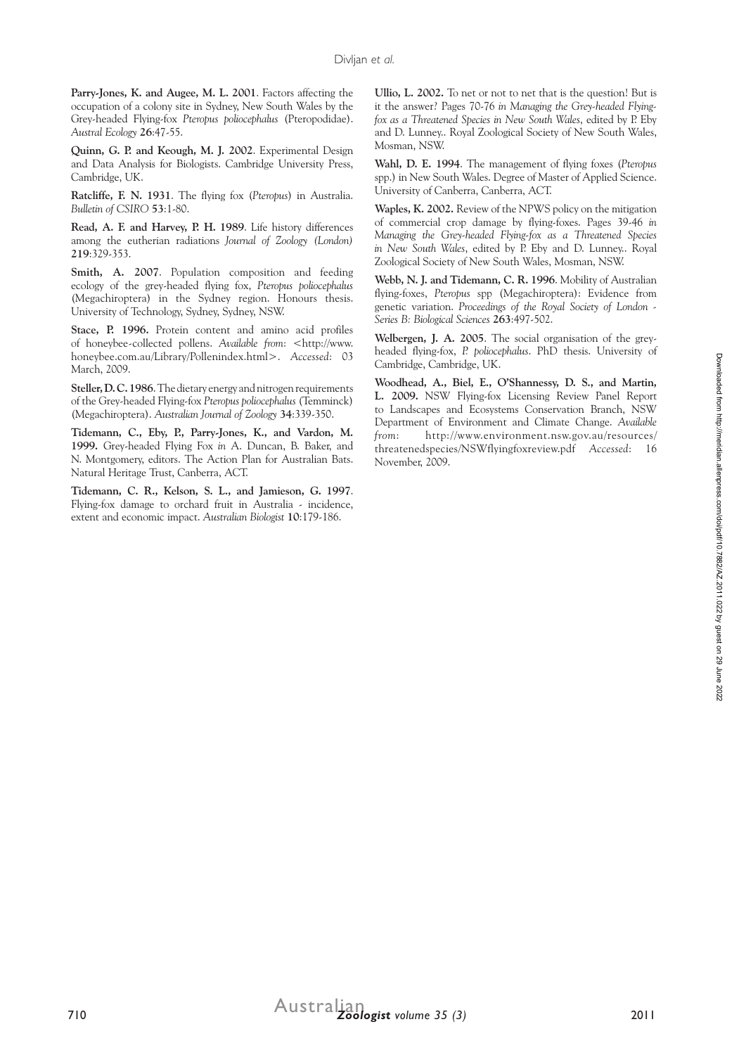**Parry-Jones, K. and Augee, M. L. 2001**. Factors affecting the occupation of a colony site in Sydney, New South Wales by the Grey-headed Flying-fox *Pteropus poliocephalus* (Pteropodidae). *Austral Ecology* **26**:47-55.

**Quinn, G. P. and Keough, M. J. 2002**. Experimental Design and Data Analysis for Biologists. Cambridge University Press, Cambridge, UK.

**Ratcliffe, F. N. 1931**. The flying fox (*Pteropus*) in Australia. *Bulletin of CSIRO* **53**:1-80.

**Read, A. F. and Harvey, P. H. 1989**. Life history differences among the eutherian radiations *Journal of Zoology (London)* **219**:329-353.

**Smith, A. 2007**. Population composition and feeding ecology of the grey-headed flying fox, *Pteropus poliocephalus* (Megachiroptera) in the Sydney region. Honours thesis. University of Technology, Sydney, Sydney, NSW.

**Stace, P. 1996.** Protein content and amino acid profiles of honeybee-collected pollens. *Available from*: <http://www.honeybee.com.au/Library/Pollenindex.html>. *Accessed*: 03 March, 2009.

**Steller, D. C. 1986**. The dietary energy and nitrogen requirements of the Grey-headed Flying-fox *Pteropus poliocephalus* (Temminck) (Megachiroptera). *Australian Journal of Zoology* **34**:339-350.

**Tidemann, C., Eby, P., Parry-Jones, K., and Vardon, M. 1999.** Grey-headed Flying Fox *in* A. Duncan, B. Baker, and N. Montgomery, editors. The Action Plan for Australian Bats. Natural Heritage Trust, Canberra, ACT.

**Tidemann, C. R., Kelson, S. L., and Jamieson, G. 1997**. Flying-fox damage to orchard fruit in Australia - incidence, extent and economic impact. *Australian Biologist* **10**:179-186.

**Ullio, L. 2002.** To net or not to net that is the question! But is it the answer? Pages 70-76 *in Managing the Grey-headed Flying-fox as a Threatened Species in New South Wales*, edited by P. Eby and D. Lunney.. Royal Zoological Society of New South Wales, Mosman, NSW.

**Wahl, D. E. 1994**. The management of flying foxes (*Pteropus* spp.) in New South Wales. Degree of Master of Applied Science. University of Canberra, Canberra, ACT.

**Waples, K. 2002.** Review of the NPWS policy on the mitigation of commercial crop damage by flying-foxes. Pages 39-46 *in Managing the Grey-headed Flying-fox as a Threatened Species in New South Wales*, edited by P. Eby and D. Lunney.. Royal Zoological Society of New South Wales, Mosman, NSW.

**Webb, N. J. and Tidemann, C. R. 1996**. Mobility of Australian flying-foxes, *Pteropus* spp (Megachiroptera): Evidence from genetic variation. *Proceedings of the Royal Society of London - Series B: Biological Sciences* **263**:497-502.

**Welbergen, J. A. 2005**. The social organisation of the grey-headed flying-fox, *P. poliocephalus*. PhD thesis. University of Cambridge, Cambridge, UK.

**Woodhead, A., Biel, E., O'Shannessy, D. S., and Martin, L. 2009.** NSW Flying-fox Licensing Review Panel Report to Landscapes and Ecosystems Conservation Branch, NSW Department of Environment and Climate Change. *Available from*: http://www.environment.nsw.gov.au/resources/threatenedspecies/NSWflyingfoxreview.pdf *Accessed*: 16 November, 2009.